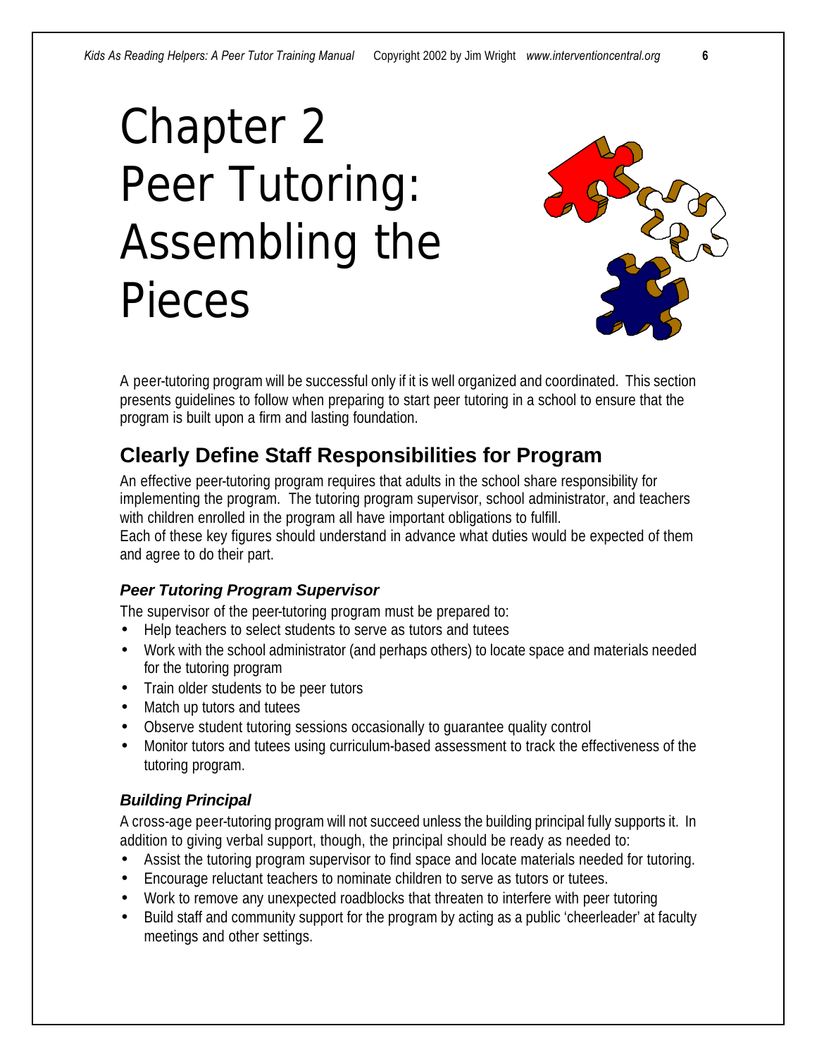# Chapter 2 Peer Tutoring: Assembling the Pieces

A peer-tutoring program will be successful only if it is well organized and coordinated. This section presents guidelines to follow when preparing to start peer tutoring in a school to ensure that the program is built upon a firm and lasting foundation.

## Clearly Define Staff Responsibilities for Program

An effective peer-tutoring program requires that adults in the school share responsibility for implementing the program. The tutoring program supervisor, school administrator, and teachers with children enrolled in the program all have important obligations to fulfill.
Each of these key figures should understand in advance what duties would be expected of them and agree to do their part.

### *Peer Tutoring Program Supervisor*

The supervisor of the peer-tutoring program must be prepared to:

- Help teachers to select students to serve as tutors and tutees
- Work with the school administrator (and perhaps others) to locate space and materials needed for the tutoring program
- Train older students to be peer tutors
- Match up tutors and tutees
- Observe student tutoring sessions occasionally to guarantee quality control
- Monitor tutors and tutees using curriculum-based assessment to track the effectiveness of the tutoring program.

### *Building Principal*

A cross-age peer-tutoring program will not succeed unless the building principal fully supports it. In addition to giving verbal support, though, the principal should be ready as needed to:

- Assist the tutoring program supervisor to find space and locate materials needed for tutoring.
- Encourage reluctant teachers to nominate children to serve as tutors or tutees.
- Work to remove any unexpected roadblocks that threaten to interfere with peer tutoring
- Build staff and community support for the program by acting as a public 'cheerleader' at faculty meetings and other settings.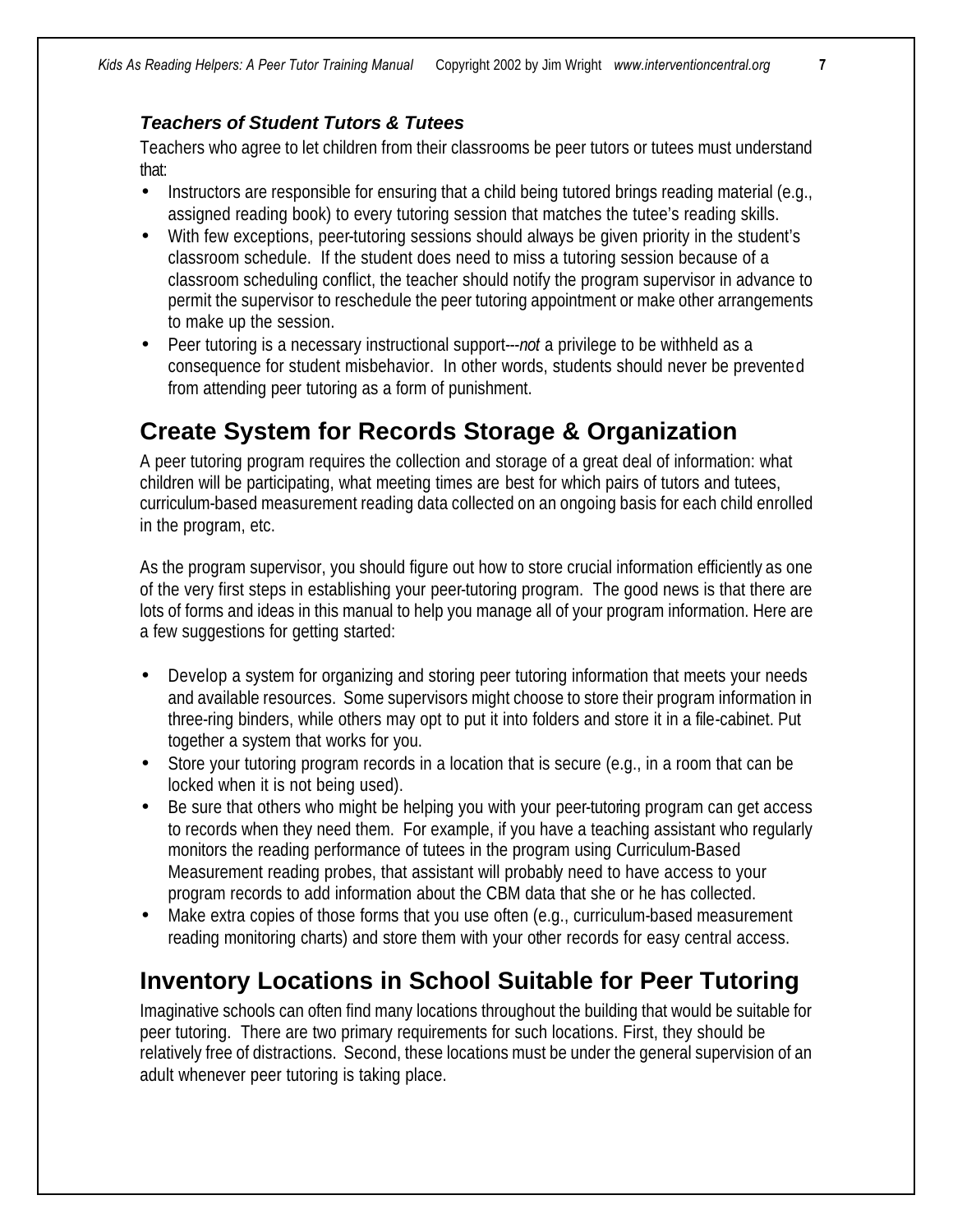### *Teachers of Student Tutors & Tutees*

Teachers who agree to let children from their classrooms be peer tutors or tutees must understand that:

- Instructors are responsible for ensuring that a child being tutored brings reading material (e.g., assigned reading book) to every tutoring session that matches the tutee's reading skills.
- With few exceptions, peer-tutoring sessions should always be given priority in the student's classroom schedule. If the student does need to miss a tutoring session because of a classroom scheduling conflict, the teacher should notify the program supervisor in advance to permit the supervisor to reschedule the peer tutoring appointment or make other arrangements to make up the session.
- Peer tutoring is a necessary instructional support---*not* a privilege to be withheld as a consequence for student misbehavior. In other words, students should never be prevented from attending peer tutoring as a form of punishment.

## Create System for Records Storage & Organization

A peer tutoring program requires the collection and storage of a great deal of information: what children will be participating, what meeting times are best for which pairs of tutors and tutees, curriculum-based measurement reading data collected on an ongoing basis for each child enrolled in the program, etc.

As the program supervisor, you should figure out how to store crucial information efficiently as one of the very first steps in establishing your peer-tutoring program. The good news is that there are lots of forms and ideas in this manual to help you manage all of your program information. Here are a few suggestions for getting started:

- Develop a system for organizing and storing peer tutoring information that meets your needs and available resources. Some supervisors might choose to store their program information in three-ring binders, while others may opt to put it into folders and store it in a file-cabinet. Put together a system that works for you.
- Store your tutoring program records in a location that is secure (e.g., in a room that can be locked when it is not being used).
- Be sure that others who might be helping you with your peer-tutoring program can get access to records when they need them. For example, if you have a teaching assistant who regularly monitors the reading performance of tutees in the program using Curriculum-Based Measurement reading probes, that assistant will probably need to have access to your program records to add information about the CBM data that she or he has collected.
- Make extra copies of those forms that you use often (e.g., curriculum-based measurement reading monitoring charts) and store them with your other records for easy central access.

## Inventory Locations in School Suitable for Peer Tutoring

Imaginative schools can often find many locations throughout the building that would be suitable for peer tutoring. There are two primary requirements for such locations. First, they should be relatively free of distractions. Second, these locations must be under the general supervision of an adult whenever peer tutoring is taking place.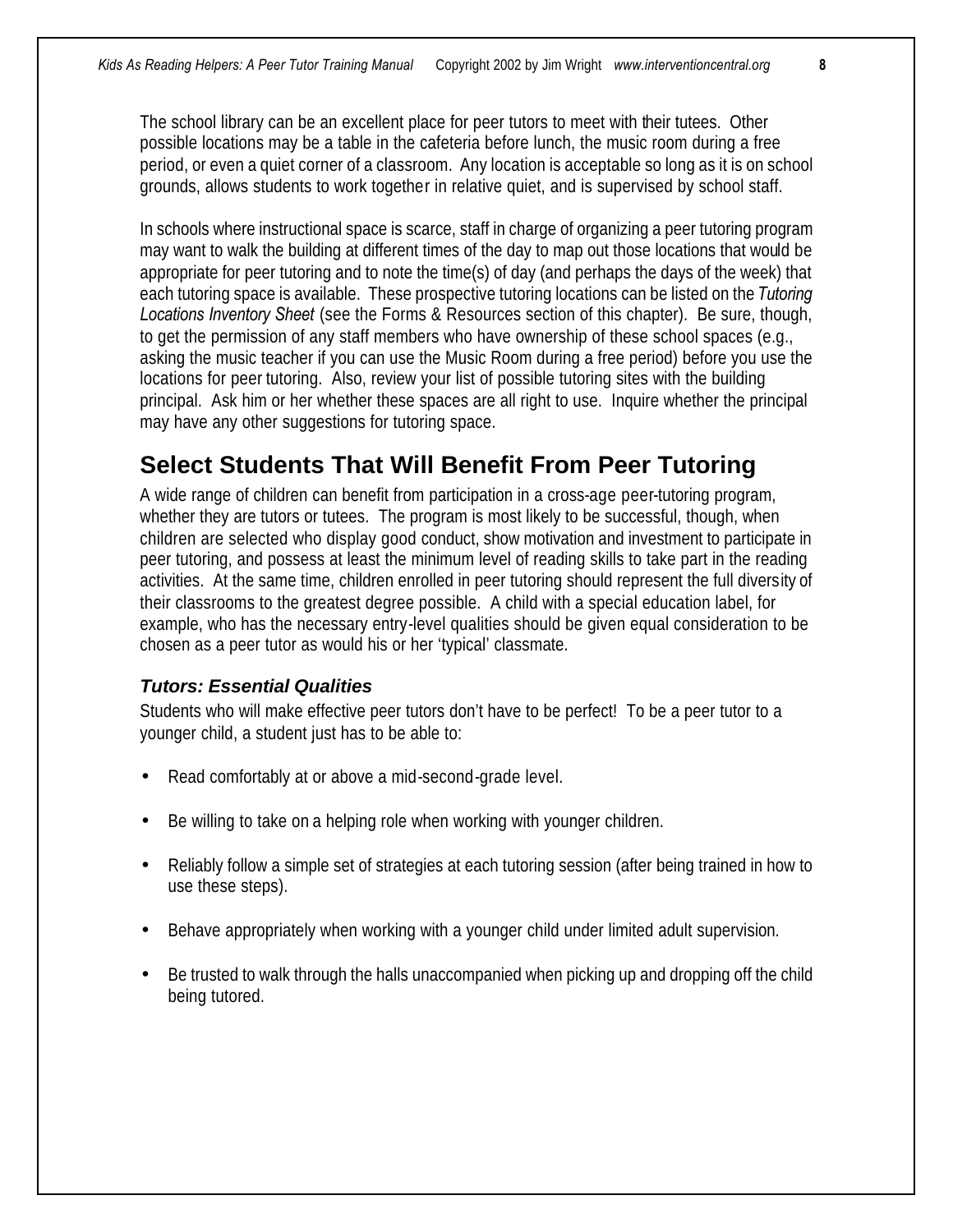The school library can be an excellent place for peer tutors to meet with their tutees. Other possible locations may be a table in the cafeteria before lunch, the music room during a free period, or even a quiet corner of a classroom. Any location is acceptable so long as it is on school grounds, allows students to work together in relative quiet, and is supervised by school staff.

In schools where instructional space is scarce, staff in charge of organizing a peer tutoring program may want to walk the building at different times of the day to map out those locations that would be appropriate for peer tutoring and to note the time(s) of day (and perhaps the days of the week) that each tutoring space is available. These prospective tutoring locations can be listed on the *Tutoring Locations Inventory Sheet* (see the Forms & Resources section of this chapter). Be sure, though, to get the permission of any staff members who have ownership of these school spaces (e.g., asking the music teacher if you can use the Music Room during a free period) before you use the locations for peer tutoring. Also, review your list of possible tutoring sites with the building principal. Ask him or her whether these spaces are all right to use. Inquire whether the principal may have any other suggestions for tutoring space.

## Select Students That Will Benefit From Peer Tutoring

A wide range of children can benefit from participation in a cross-age peer-tutoring program, whether they are tutors or tutees. The program is most likely to be successful, though, when children are selected who display good conduct, show motivation and investment to participate in peer tutoring, and possess at least the minimum level of reading skills to take part in the reading activities. At the same time, children enrolled in peer tutoring should represent the full diversity of their classrooms to the greatest degree possible. A child with a special education label, for example, who has the necessary entry-level qualities should be given equal consideration to be chosen as a peer tutor as would his or her 'typical' classmate.

### *Tutors: Essential Qualities*

Students who will make effective peer tutors don't have to be perfect! To be a peer tutor to a younger child, a student just has to be able to:

- Read comfortably at or above a mid-second-grade level.
- Be willing to take on a helping role when working with younger children.
- Reliably follow a simple set of strategies at each tutoring session (after being trained in how to use these steps).
- Behave appropriately when working with a younger child under limited adult supervision.
- Be trusted to walk through the halls unaccompanied when picking up and dropping off the child being tutored.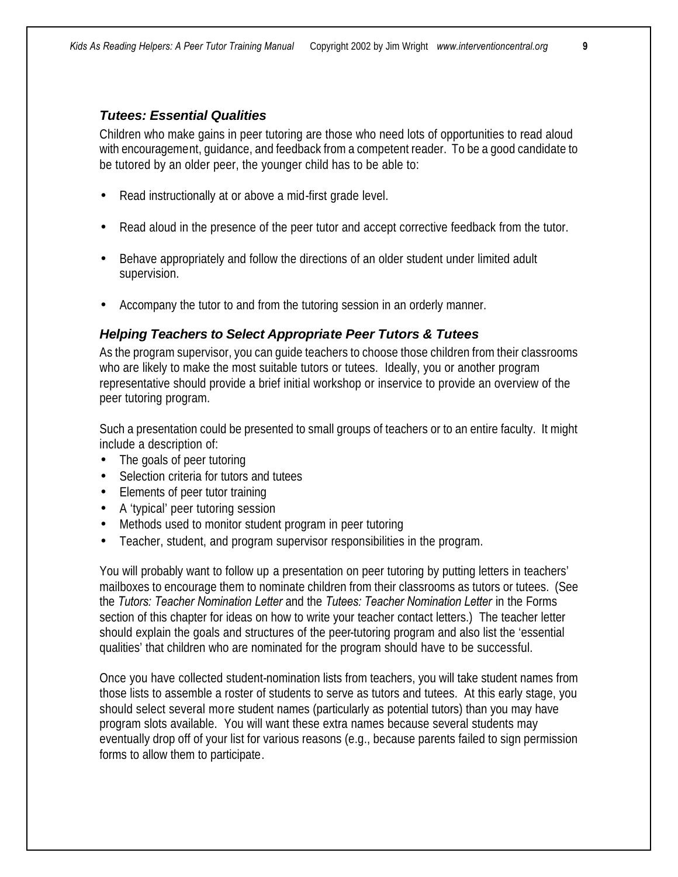### *Tutees: Essential Qualities*

Children who make gains in peer tutoring are those who need lots of opportunities to read aloud with encouragement, guidance, and feedback from a competent reader. To be a good candidate to be tutored by an older peer, the younger child has to be able to:

- Read instructionally at or above a mid-first grade level.
- Read aloud in the presence of the peer tutor and accept corrective feedback from the tutor.
- Behave appropriately and follow the directions of an older student under limited adult supervision.
- Accompany the tutor to and from the tutoring session in an orderly manner.

### *Helping Teachers to Select Appropriate Peer Tutors & Tutees*

As the program supervisor, you can guide teachers to choose those children from their classrooms who are likely to make the most suitable tutors or tutees. Ideally, you or another program representative should provide a brief initial workshop or inservice to provide an overview of the peer tutoring program.

Such a presentation could be presented to small groups of teachers or to an entire faculty. It might include a description of:

- The goals of peer tutoring
- Selection criteria for tutors and tutees
- Elements of peer tutor training
- A 'typical' peer tutoring session
- Methods used to monitor student program in peer tutoring
- Teacher, student, and program supervisor responsibilities in the program.

You will probably want to follow up a presentation on peer tutoring by putting letters in teachers' mailboxes to encourage them to nominate children from their classrooms as tutors or tutees. (See the *Tutors: Teacher Nomination Letter* and the *Tutees: Teacher Nomination Letter* in the Forms section of this chapter for ideas on how to write your teacher contact letters.) The teacher letter should explain the goals and structures of the peer-tutoring program and also list the 'essential qualities' that children who are nominated for the program should have to be successful.

Once you have collected student-nomination lists from teachers, you will take student names from those lists to assemble a roster of students to serve as tutors and tutees. At this early stage, you should select several more student names (particularly as potential tutors) than you may have program slots available. You will want these extra names because several students may eventually drop off of your list for various reasons (e.g., because parents failed to sign permission forms to allow them to participate.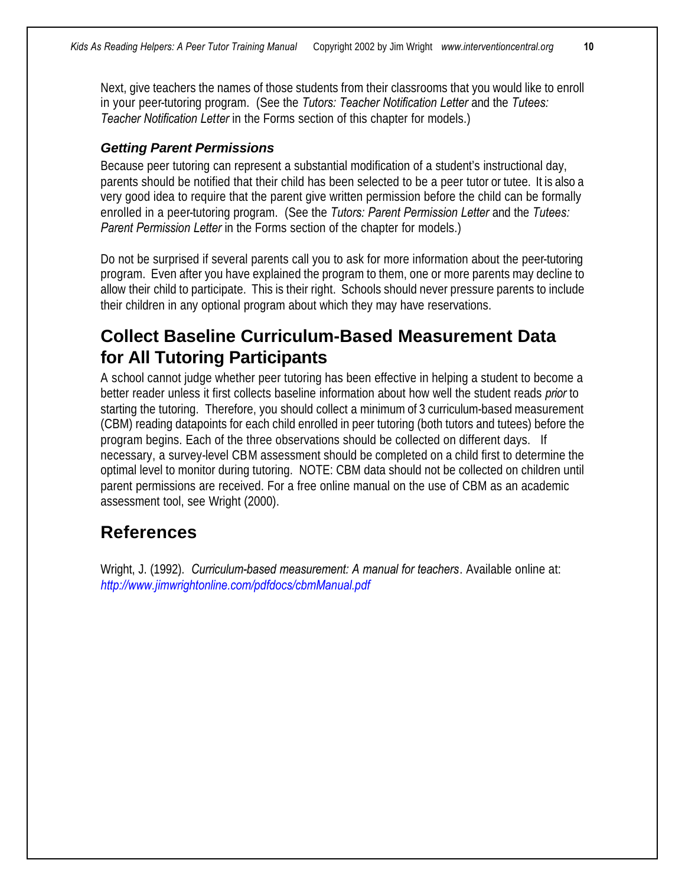Next, give teachers the names of those students from their classrooms that you would like to enroll in your peer-tutoring program. (See the *Tutors: Teacher Notification Letter* and the *Tutees: Teacher Notification Letter* in the Forms section of this chapter for models.)

### *Getting Parent Permissions*

Because peer tutoring can represent a substantial modification of a student's instructional day, parents should be notified that their child has been selected to be a peer tutor or tutee. It is also a very good idea to require that the parent give written permission before the child can be formally enrolled in a peer-tutoring program. (See the *Tutors: Parent Permission Letter* and the *Tutees: Parent Permission Letter* in the Forms section of the chapter for models.)

Do not be surprised if several parents call you to ask for more information about the peer-tutoring program. Even after you have explained the program to them, one or more parents may decline to allow their child to participate. This is their right. Schools should never pressure parents to include their children in any optional program about which they may have reservations.

## Collect Baseline Curriculum-Based Measurement Data for All Tutoring Participants

A school cannot judge whether peer tutoring has been effective in helping a student to become a better reader unless it first collects baseline information about how well the student reads *prior* to starting the tutoring. Therefore, you should collect a minimum of 3 curriculum-based measurement (CBM) reading datapoints for each child enrolled in peer tutoring (both tutors and tutees) before the program begins. Each of the three observations should be collected on different days. If necessary, a survey-level CBM assessment should be completed on a child first to determine the optimal level to monitor during tutoring. NOTE: CBM data should not be collected on children until parent permissions are received. For a free online manual on the use of CBM as an academic assessment tool, see Wright (2000).

## References

Wright, J. (1992). *Curriculum-based measurement: A manual for teachers*. Available online at: *http://www.jimwrightonline.com/pdfdocs/cbmManual.pdf*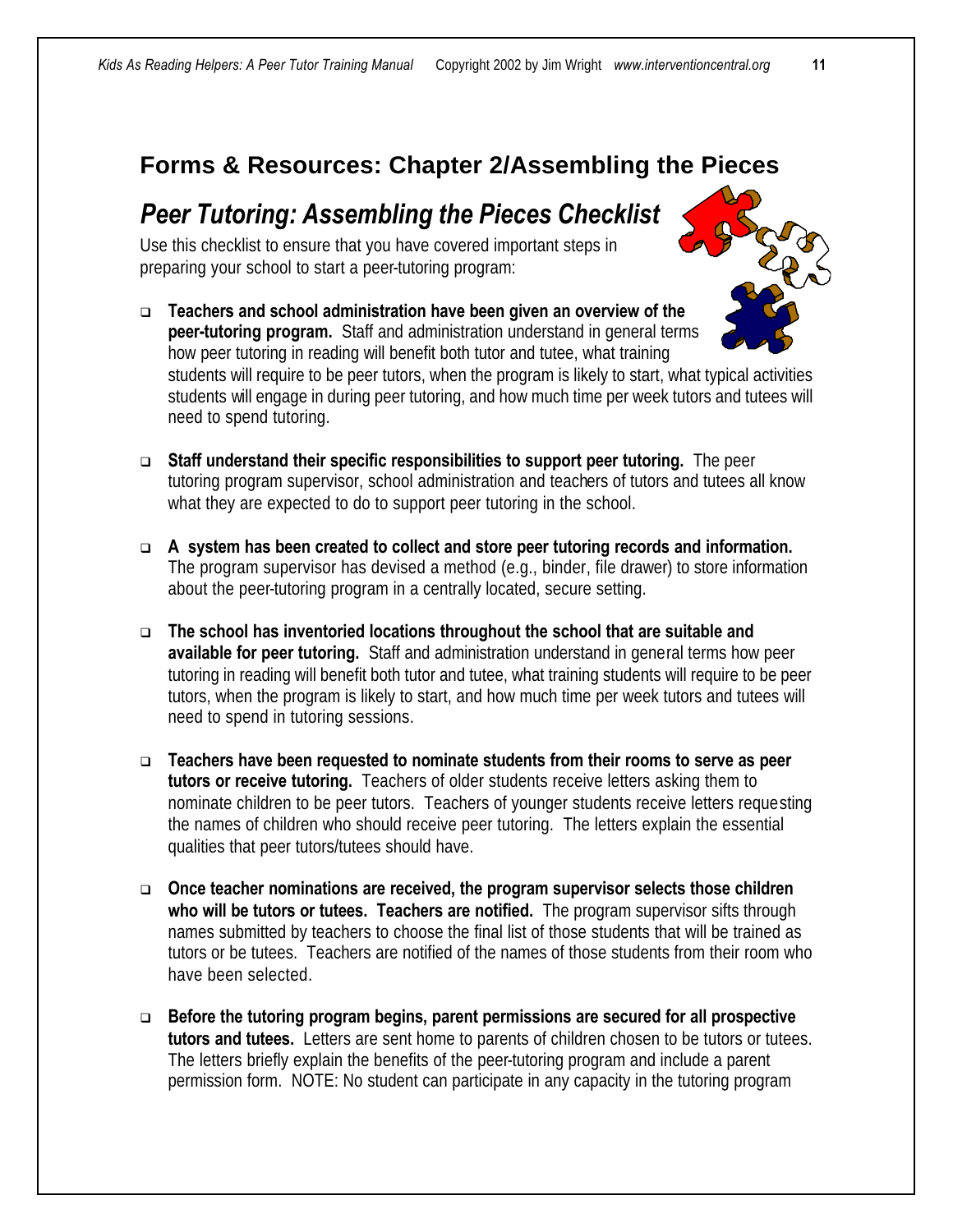## Forms & Resources: Chapter 2/Assembling the Pieces

### *Peer Tutoring: Assembling the Pieces Checklist*

Use this checklist to ensure that you have covered important steps in preparing your school to start a peer-tutoring program:

- ❑ **Teachers and school administration have been given an overview of the peer-tutoring program.** Staff and administration understand in general terms how peer tutoring in reading will benefit both tutor and tutee, what training students will require to be peer tutors, when the program is likely to start, what typical activities students will engage in during peer tutoring, and how much time per week tutors and tutees will need to spend tutoring.

- ❑ **Staff understand their specific responsibilities to support peer tutoring.** The peer tutoring program supervisor, school administration and teachers of tutors and tutees all know what they are expected to do to support peer tutoring in the school.

- ❑ **A system has been created to collect and store peer tutoring records and information.** The program supervisor has devised a method (e.g., binder, file drawer) to store information about the peer-tutoring program in a centrally located, secure setting.

- ❑ **The school has inventoried locations throughout the school that are suitable and available for peer tutoring.** Staff and administration understand in general terms how peer tutoring in reading will benefit both tutor and tutee, what training students will require to be peer tutors, when the program is likely to start, and how much time per week tutors and tutees will need to spend in tutoring sessions.

- ❑ **Teachers have been requested to nominate students from their rooms to serve as peer tutors or receive tutoring.** Teachers of older students receive letters asking them to nominate children to be peer tutors. Teachers of younger students receive letters requesting the names of children who should receive peer tutoring. The letters explain the essential qualities that peer tutors/tutees should have.

- ❑ **Once teacher nominations are received, the program supervisor selects those children who will be tutors or tutees. Teachers are notified.** The program supervisor sifts through names submitted by teachers to choose the final list of those students that will be trained as tutors or be tutees. Teachers are notified of the names of those students from their room who have been selected.

- ❑ **Before the tutoring program begins, parent permissions are secured for all prospective tutors and tutees.** Letters are sent home to parents of children chosen to be tutors or tutees. The letters briefly explain the benefits of the peer-tutoring program and include a parent permission form. NOTE: No student can participate in any capacity in the tutoring program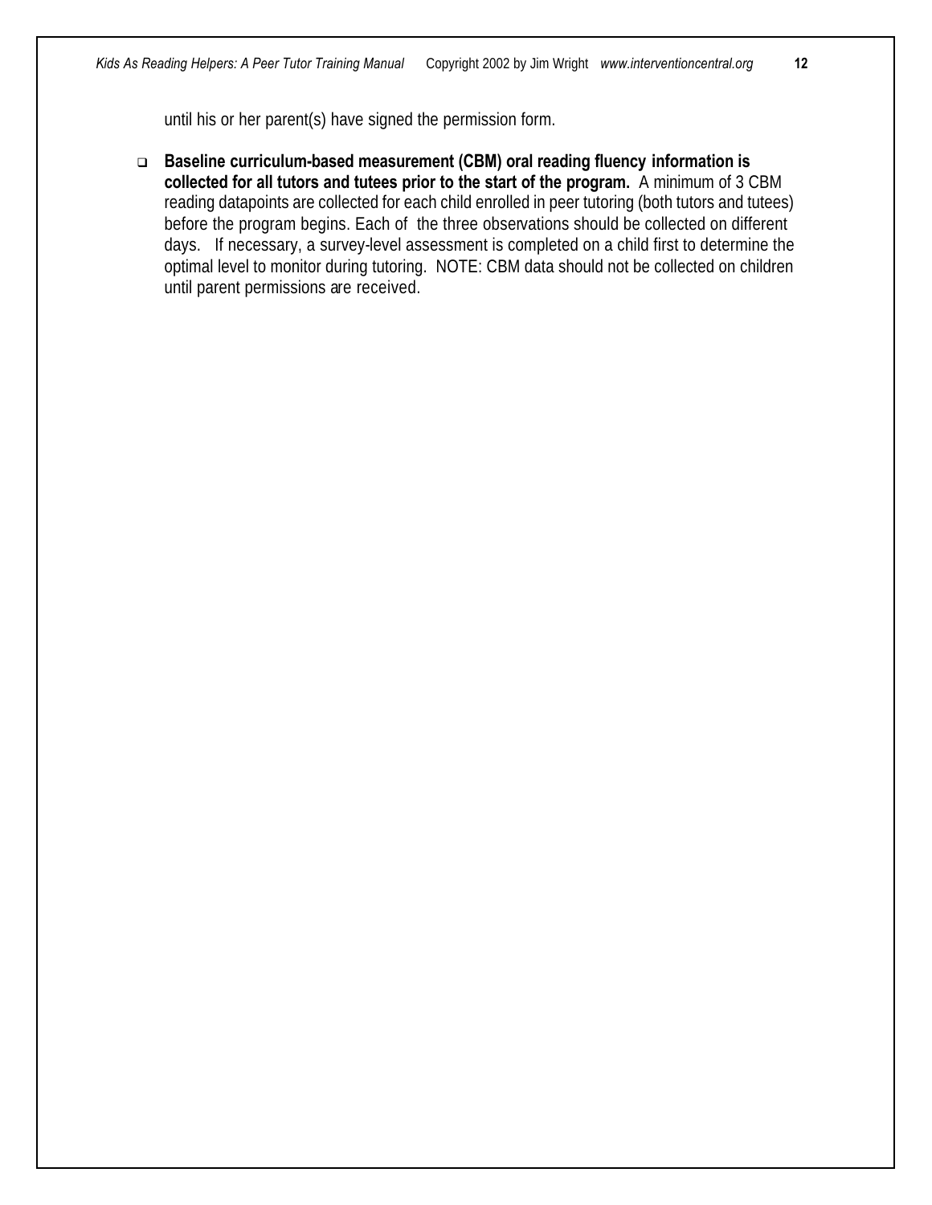until his or her parent(s) have signed the permission form.

- **Baseline curriculum-based measurement (CBM) oral reading fluency information is collected for all tutors and tutees prior to the start of the program.** A minimum of 3 CBM reading datapoints are collected for each child enrolled in peer tutoring (both tutors and tutees) before the program begins. Each of the three observations should be collected on different days. If necessary, a survey-level assessment is completed on a child first to determine the optimal level to monitor during tutoring. NOTE: CBM data should not be collected on children until parent permissions are received.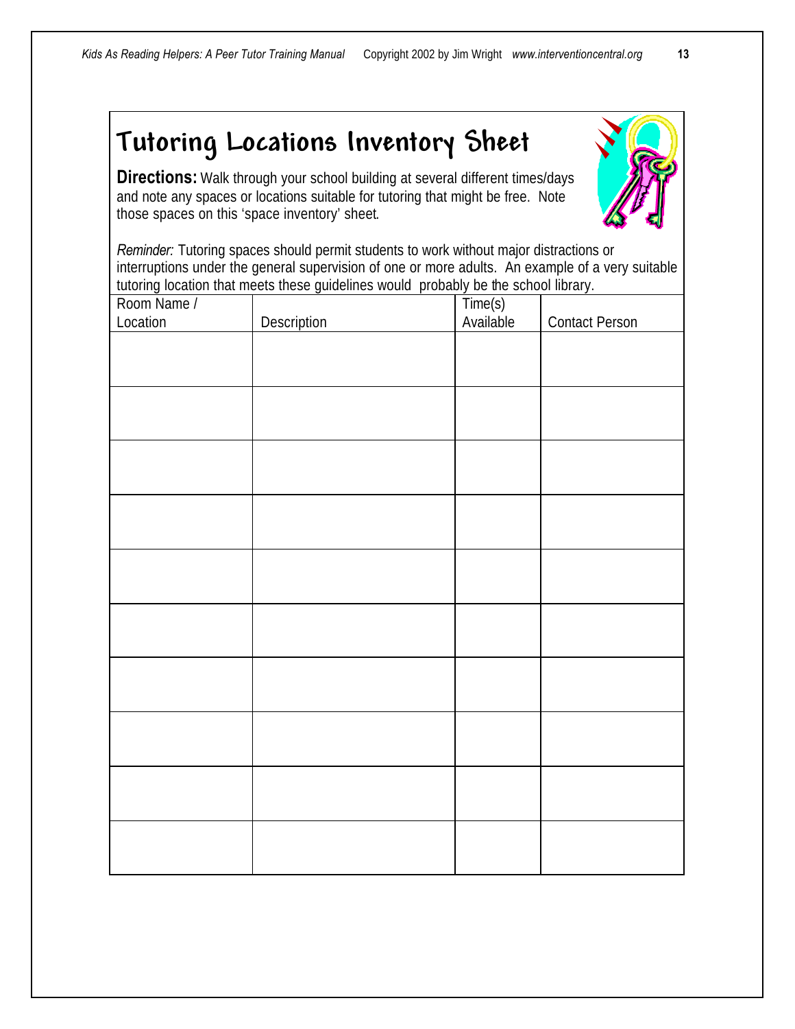# Tutoring Locations Inventory Sheet

**Directions:** Walk through your school building at several different times/days and note any spaces or locations suitable for tutoring that might be free. Note those spaces on this 'space inventory' sheet.

*Reminder:* Tutoring spaces should permit students to work without major distractions or interruptions under the general supervision of one or more adults. An example of a very suitable tutoring location that meets these guidelines would probably be the school library.

| Room Name / Location | Description | Time(s) Available | Contact Person |
| --- | --- | --- | --- |
| | | | |
| | | | |
| | | | |
| | | | |
| | | | |
| | | | |
| | | | |
| | | | |
| | | | |
| | | | |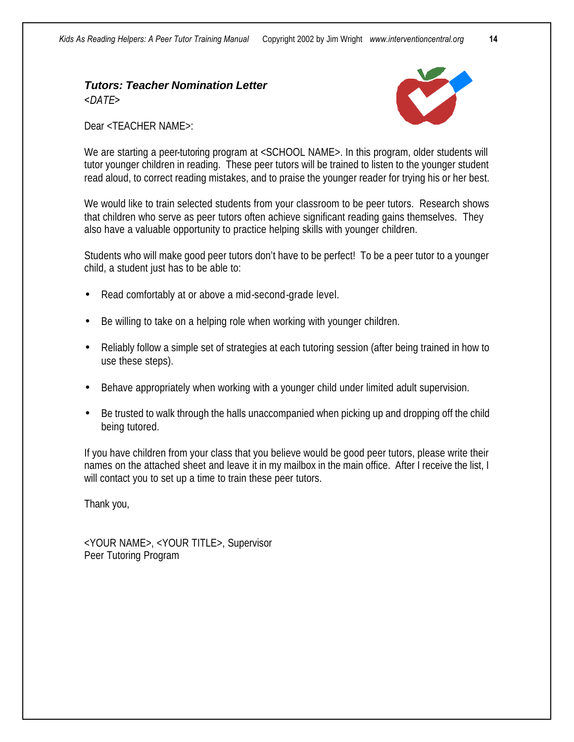### *Tutors: Teacher Nomination Letter*

*<DATE>*

Dear <TEACHER NAME>:

We are starting a peer-tutoring program at <SCHOOL NAME>. In this program, older students will tutor younger children in reading. These peer tutors will be trained to listen to the younger student read aloud, to correct reading mistakes, and to praise the younger reader for trying his or her best.

We would like to train selected students from your classroom to be peer tutors. Research shows that children who serve as peer tutors often achieve significant reading gains themselves. They also have a valuable opportunity to practice helping skills with younger children.

Students who will make good peer tutors don't have to be perfect! To be a peer tutor to a younger child, a student just has to be able to:

- Read comfortably at or above a mid-second-grade level.
- Be willing to take on a helping role when working with younger children.
- Reliably follow a simple set of strategies at each tutoring session (after being trained in how to use these steps).
- Behave appropriately when working with a younger child under limited adult supervision.
- Be trusted to walk through the halls unaccompanied when picking up and dropping off the child being tutored.

If you have children from your class that you believe would be good peer tutors, please write their names on the attached sheet and leave it in my mailbox in the main office. After I receive the list, I will contact you to set up a time to train these peer tutors.

Thank you,

<YOUR NAME>, <YOUR TITLE>, Supervisor
Peer Tutoring Program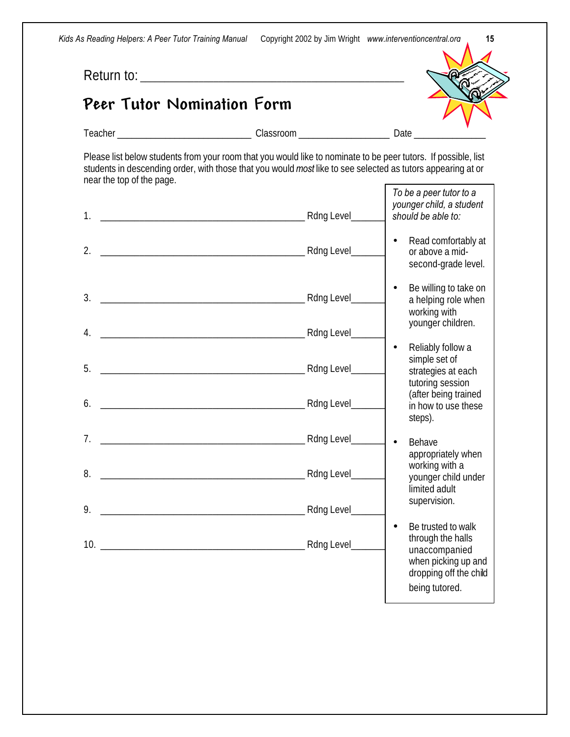Return to: ___________________________________________

# Peer Tutor Nomination Form

Teacher _________________________ Classroom _________________ Date ______________

Please list below students from your room that you would like to nominate to be peer tutors. If possible, list students in descending order, with those that you would *most* like to see selected as tutors appearing at or near the top of the page.

1. ______________________________________ Rdng Level______

2. ______________________________________ Rdng Level______

3. ______________________________________ Rdng Level______

4. ______________________________________ Rdng Level______

5. ______________________________________ Rdng Level______

6. ______________________________________ Rdng Level______

7. ______________________________________ Rdng Level______

8. ______________________________________ Rdng Level______

9. ______________________________________ Rdng Level______

10. ______________________________________ Rdng Level______

*To be a peer tutor to a younger child, a student should be able to:*

- Read comfortably at or above a mid-second-grade level.
- Be willing to take on a helping role when working with younger children.
- Reliably follow a simple set of strategies at each tutoring session (after being trained in how to use these steps).
- Behave appropriately when working with a younger child under limited adult supervision.
- Be trusted to walk through the halls unaccompanied when picking up and dropping off the child being tutored.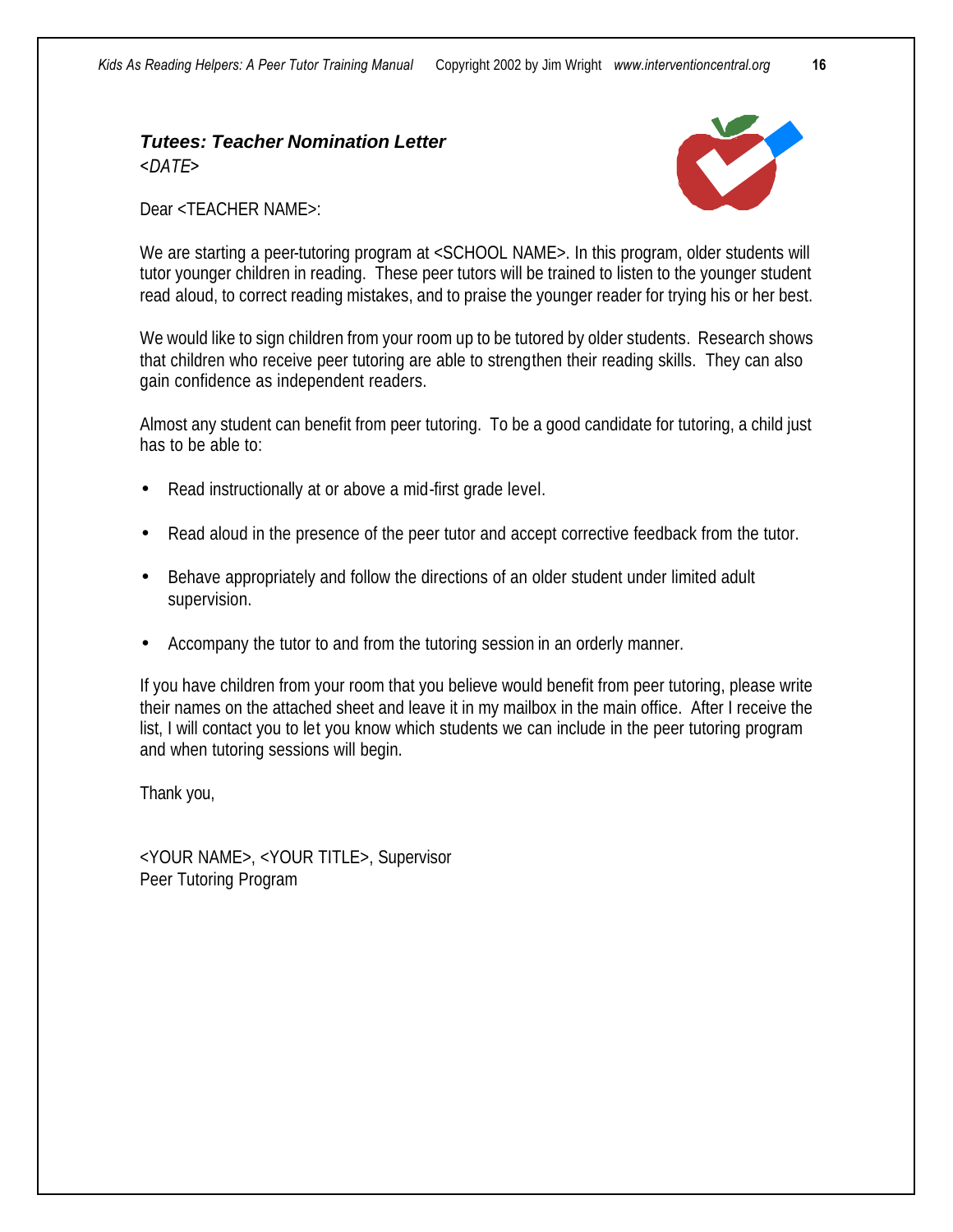### *Tutees: Teacher Nomination Letter*

*<DATE>*

Dear <TEACHER NAME>:

We are starting a peer-tutoring program at <SCHOOL NAME>. In this program, older students will tutor younger children in reading. These peer tutors will be trained to listen to the younger student read aloud, to correct reading mistakes, and to praise the younger reader for trying his or her best.

We would like to sign children from your room up to be tutored by older students. Research shows that children who receive peer tutoring are able to strengthen their reading skills. They can also gain confidence as independent readers.

Almost any student can benefit from peer tutoring. To be a good candidate for tutoring, a child just has to be able to:

- Read instructionally at or above a mid-first grade level.
- Read aloud in the presence of the peer tutor and accept corrective feedback from the tutor.
- Behave appropriately and follow the directions of an older student under limited adult supervision.
- Accompany the tutor to and from the tutoring session in an orderly manner.

If you have children from your room that you believe would benefit from peer tutoring, please write their names on the attached sheet and leave it in my mailbox in the main office. After I receive the list, I will contact you to let you know which students we can include in the peer tutoring program and when tutoring sessions will begin.

Thank you,

<YOUR NAME>, <YOUR TITLE>, Supervisor
Peer Tutoring Program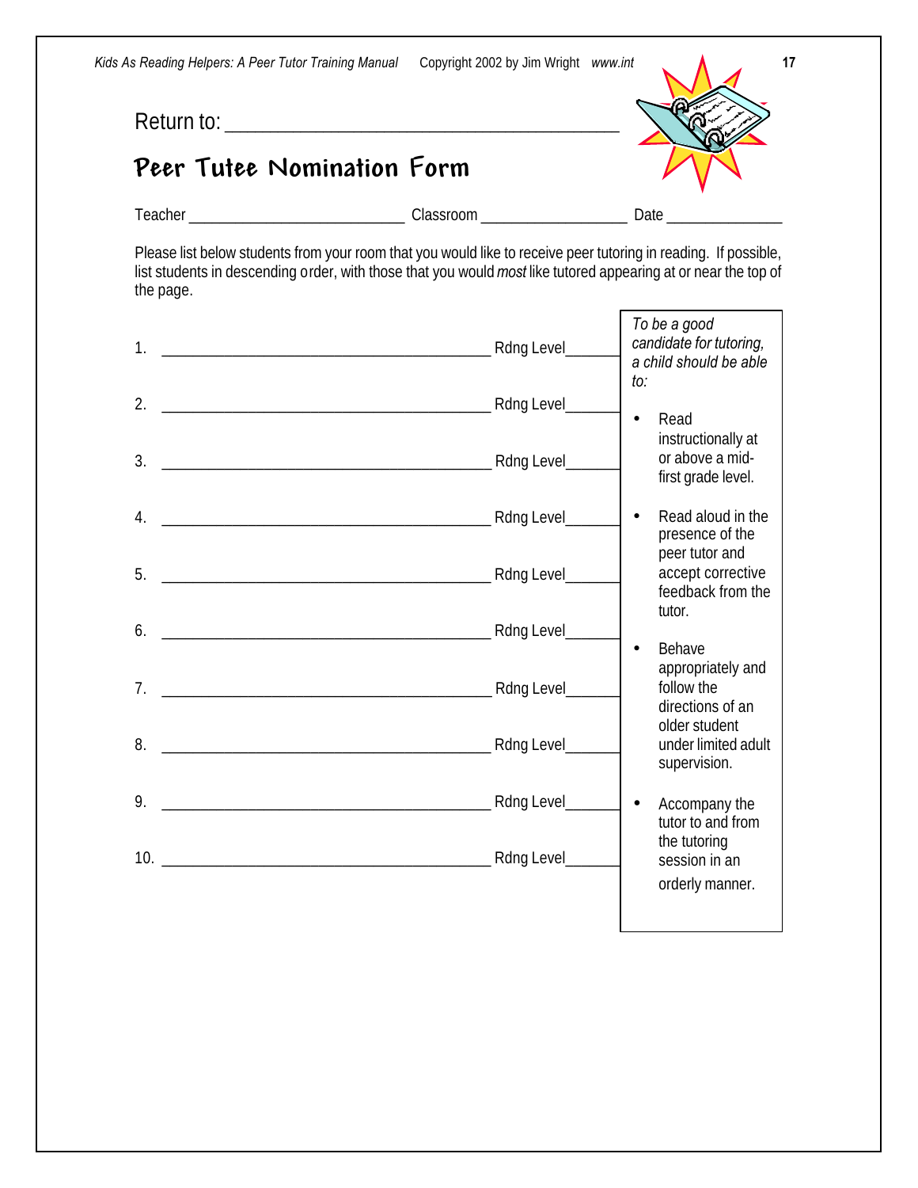Return to: ________________________________________

# Peer Tutee Nomination Form

Teacher __________________________ Classroom __________________ Date ______________

Please list below students from your room that you would like to receive peer tutoring in reading. If possible, list students in descending order, with those that you would *most* like tutored appearing at or near the top of the page.

1. ________________________________________ Rdng Level_______

2. ________________________________________ Rdng Level_______

3. ________________________________________ Rdng Level_______

4. ________________________________________ Rdng Level_______

5. ________________________________________ Rdng Level_______

6. ________________________________________ Rdng Level_______

7. ________________________________________ Rdng Level_______

8. ________________________________________ Rdng Level_______

9. ________________________________________ Rdng Level_______

10. ________________________________________ Rdng Level_______

*To be a good candidate for tutoring, a child should be able to:*

- Read instructionally at or above a mid-first grade level.
- Read aloud in the presence of the peer tutor and accept corrective feedback from the tutor.
- Behave appropriately and follow the directions of an older student under limited adult supervision.
- Accompany the tutor to and from the tutoring session in an orderly manner.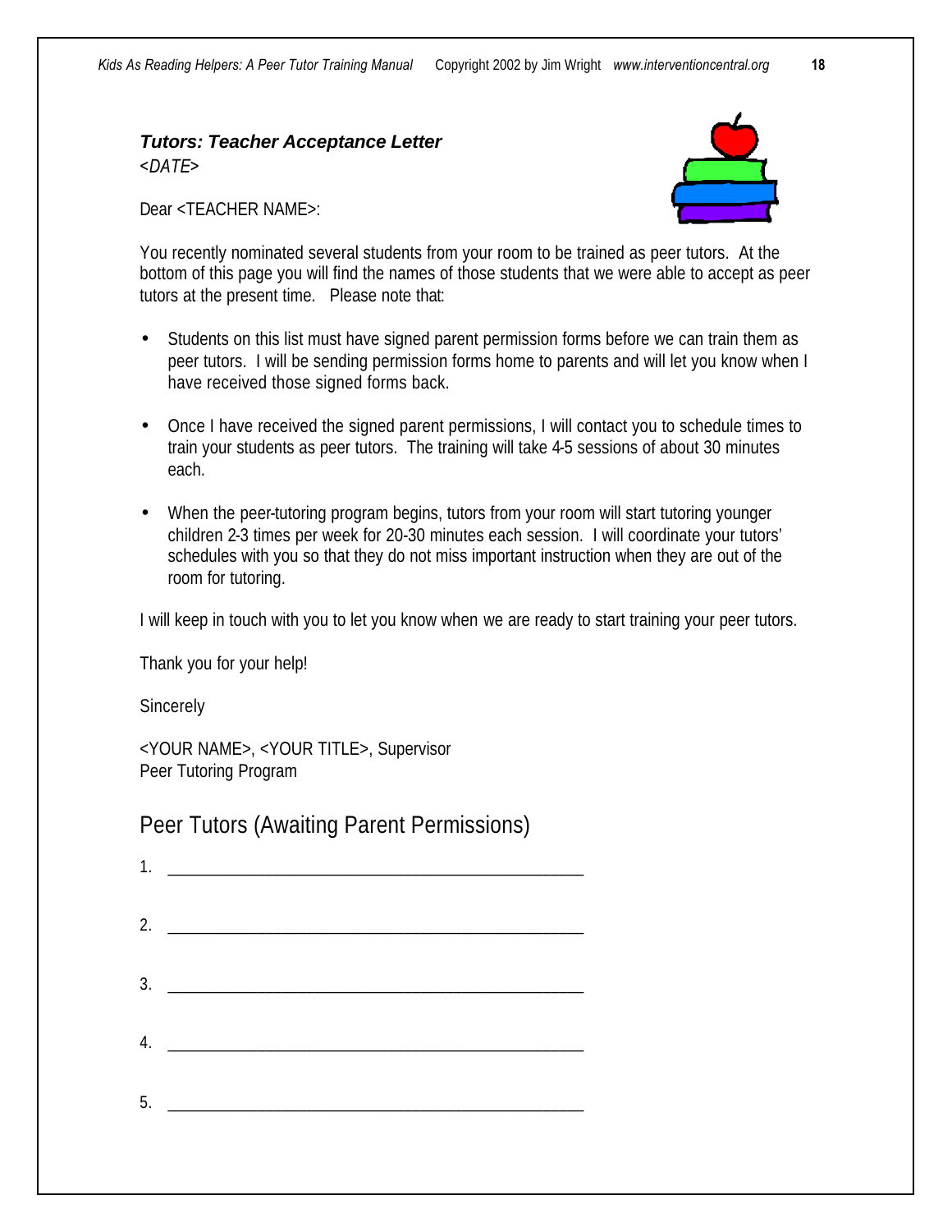### *Tutors: Teacher Acceptance Letter*

*<DATE>*

Dear <TEACHER NAME>:

You recently nominated several students from your room to be trained as peer tutors. At the bottom of this page you will find the names of those students that we were able to accept as peer tutors at the present time. Please note that:

- Students on this list must have signed parent permission forms before we can train them as peer tutors. I will be sending permission forms home to parents and will let you know when I have received those signed forms back.
- Once I have received the signed parent permissions, I will contact you to schedule times to train your students as peer tutors. The training will take 4-5 sessions of about 30 minutes each.
- When the peer-tutoring program begins, tutors from your room will start tutoring younger children 2-3 times per week for 20-30 minutes each session. I will coordinate your tutors' schedules with you so that they do not miss important instruction when they are out of the room for tutoring.

I will keep in touch with you to let you know when we are ready to start training your peer tutors.

Thank you for your help!

Sincerely

<YOUR NAME>, <YOUR TITLE>, Supervisor
Peer Tutoring Program

## Peer Tutors (Awaiting Parent Permissions)

1. ______________________________________________

2. ______________________________________________

3. ______________________________________________

4. ______________________________________________

5. ______________________________________________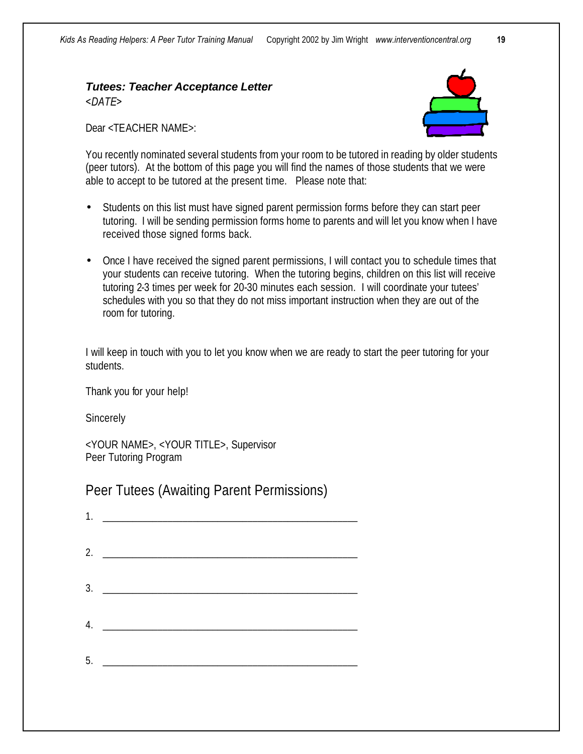### ***Tutees: Teacher Acceptance Letter***

*<DATE>*

Dear <TEACHER NAME>:

You recently nominated several students from your room to be tutored in reading by older students (peer tutors). At the bottom of this page you will find the names of those students that we were able to accept to be tutored at the present time. Please note that:

- Students on this list must have signed parent permission forms before they can start peer tutoring. I will be sending permission forms home to parents and will let you know when I have received those signed forms back.

- Once I have received the signed parent permissions, I will contact you to schedule times that your students can receive tutoring. When the tutoring begins, children on this list will receive tutoring 2-3 times per week for 20-30 minutes each session. I will coordinate your tutees' schedules with you so that they do not miss important instruction when they are out of the room for tutoring.

I will keep in touch with you to let you know when we are ready to start the peer tutoring for your students.

Thank you for your help!

Sincerely

<YOUR NAME>, <YOUR TITLE>, Supervisor
Peer Tutoring Program

## Peer Tutees (Awaiting Parent Permissions)

1. ______________________________________________

2. ______________________________________________

3. ______________________________________________

4. ______________________________________________

5. ______________________________________________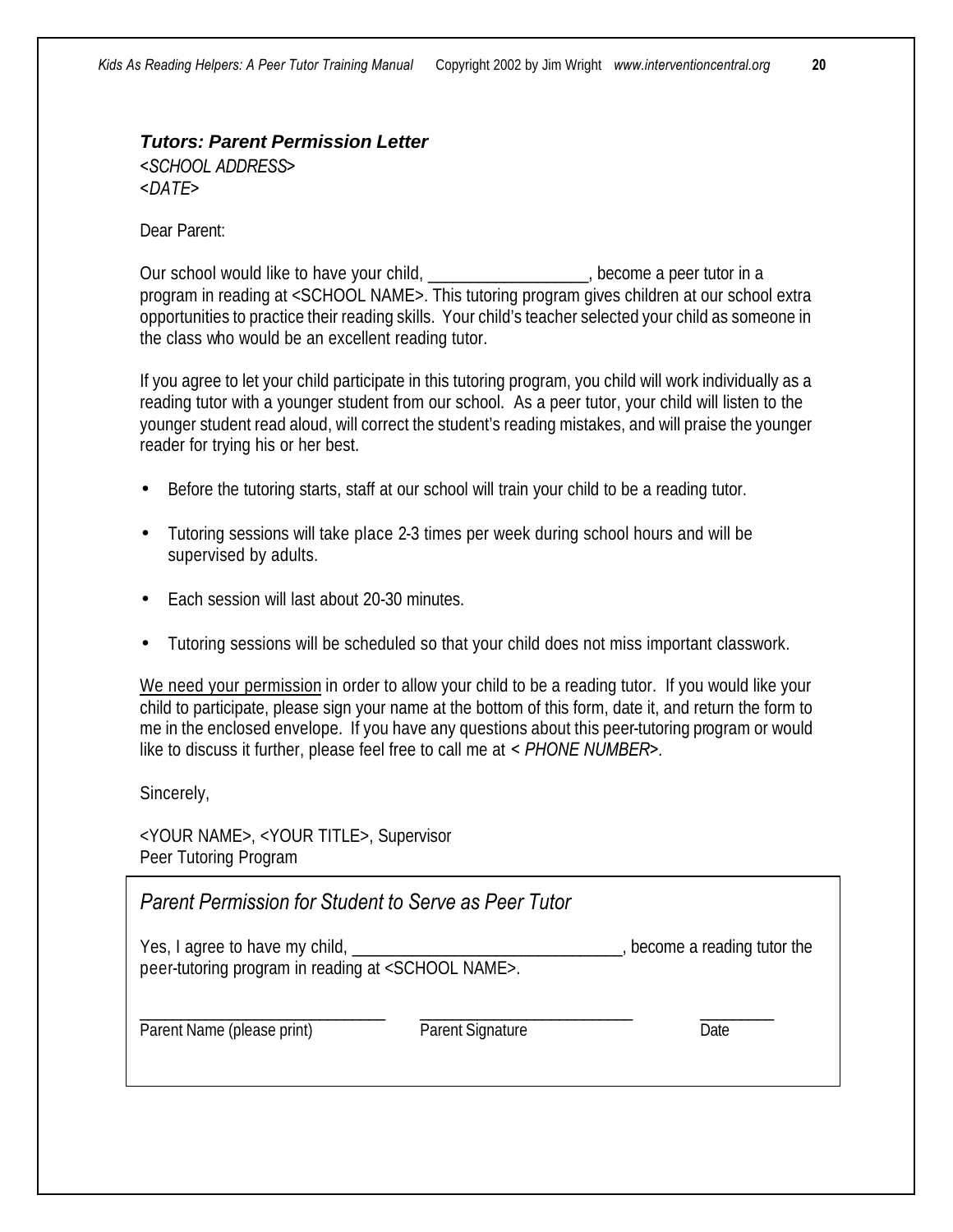### *Tutors: Parent Permission Letter*

*<SCHOOL ADDRESS>*
*<DATE>*

Dear Parent:

Our school would like to have your child, __________________, become a peer tutor in a program in reading at <SCHOOL NAME>. This tutoring program gives children at our school extra opportunities to practice their reading skills. Your child's teacher selected your child as someone in the class who would be an excellent reading tutor.

If you agree to let your child participate in this tutoring program, you child will work individually as a reading tutor with a younger student from our school. As a peer tutor, your child will listen to the younger student read aloud, will correct the student's reading mistakes, and will praise the younger reader for trying his or her best.

- Before the tutoring starts, staff at our school will train your child to be a reading tutor.
- Tutoring sessions will take place 2-3 times per week during school hours and will be supervised by adults.
- Each session will last about 20-30 minutes.
- Tutoring sessions will be scheduled so that your child does not miss important classwork.

<u>We need your permission</u> in order to allow your child to be a reading tutor. If you would like your child to participate, please sign your name at the bottom of this form, date it, and return the form to me in the enclosed envelope. If you have any questions about this peer-tutoring program or would like to discuss it further, please feel free to call me at *< PHONE NUMBER>*.

Sincerely,

<YOUR NAME>, <YOUR TITLE>, Supervisor
Peer Tutoring Program

---

*Parent Permission for Student to Serve as Peer Tutor*

Yes, I agree to have my child, ______________________________, become a reading tutor the peer-tutoring program in reading at <SCHOOL NAME>.

_____________________________ &nbsp;&nbsp;&nbsp; _________________________ &nbsp;&nbsp;&nbsp; _________
Parent Name (please print) &nbsp;&nbsp;&nbsp; Parent Signature &nbsp;&nbsp;&nbsp; Date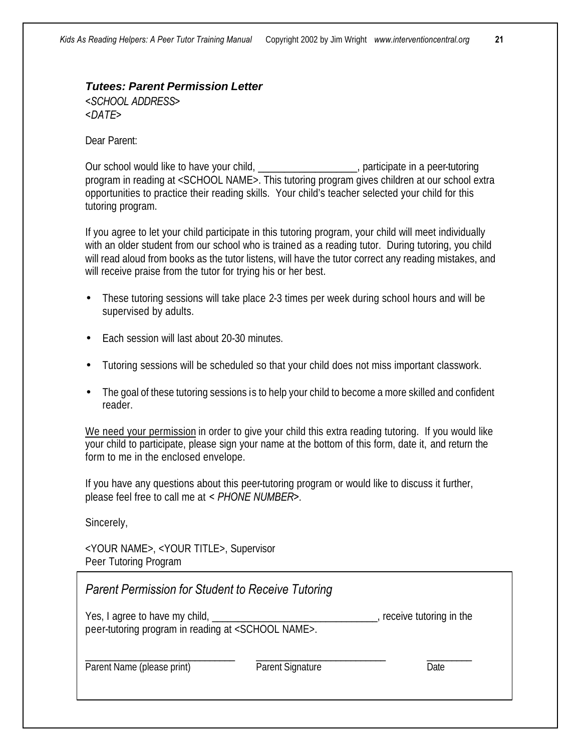### *Tutees: Parent Permission Letter*

*<SCHOOL ADDRESS>*
*<DATE>*

Dear Parent:

Our school would like to have your child, __________________, participate in a peer-tutoring program in reading at <SCHOOL NAME>. This tutoring program gives children at our school extra opportunities to practice their reading skills. Your child's teacher selected your child for this tutoring program.

If you agree to let your child participate in this tutoring program, your child will meet individually with an older student from our school who is trained as a reading tutor. During tutoring, you child will read aloud from books as the tutor listens, will have the tutor correct any reading mistakes, and will receive praise from the tutor for trying his or her best.

- These tutoring sessions will take place 2-3 times per week during school hours and will be supervised by adults.
- Each session will last about 20-30 minutes.
- Tutoring sessions will be scheduled so that your child does not miss important classwork.
- The goal of these tutoring sessions is to help your child to become a more skilled and confident reader.

<u>We need your permission</u> in order to give your child this extra reading tutoring. If you would like your child to participate, please sign your name at the bottom of this form, date it, and return the form to me in the enclosed envelope.

If you have any questions about this peer-tutoring program or would like to discuss it further, please feel free to call me at *< PHONE NUMBER>*.

Sincerely,

<YOUR NAME>, <YOUR TITLE>, Supervisor
Peer Tutoring Program

---

*Parent Permission for Student to Receive Tutoring*

Yes, I agree to have my child, ______________________________, receive tutoring in the peer-tutoring program in reading at <SCHOOL NAME>.

| | | |
|---|---|---|
| ____________________________ | ________________________ | _________ |
| Parent Name (please print) | Parent Signature | Date |